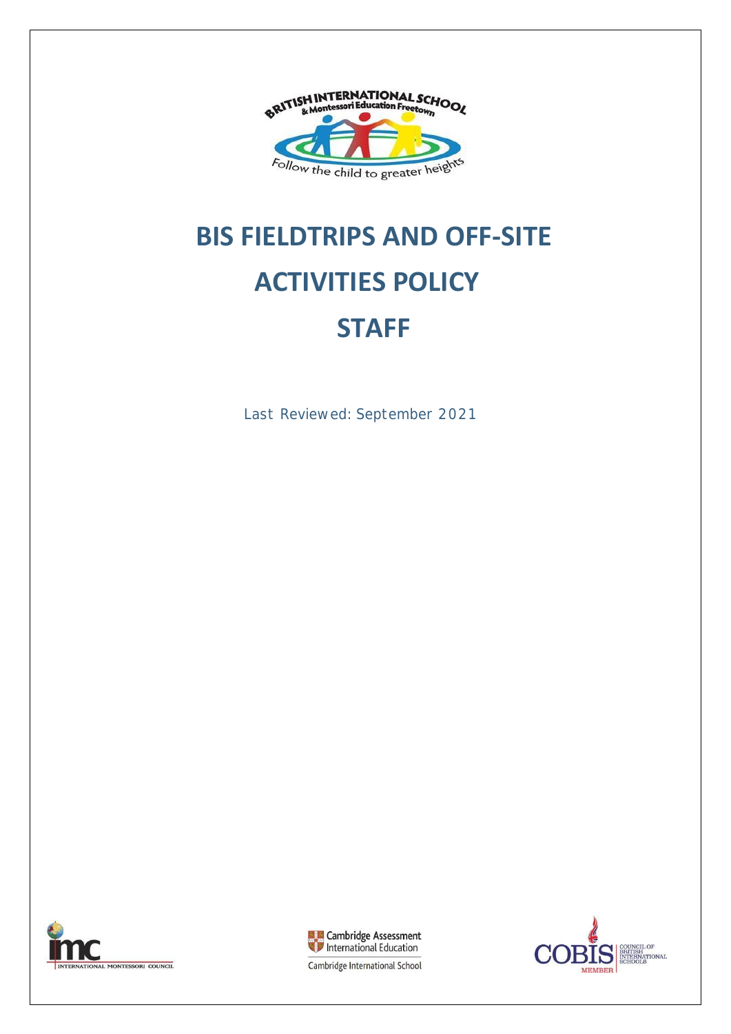# BIS FIELDTRIPS AND OFF-SITE ACTIVITIES POLICY

# STAFF

Last Reviewed: September 2021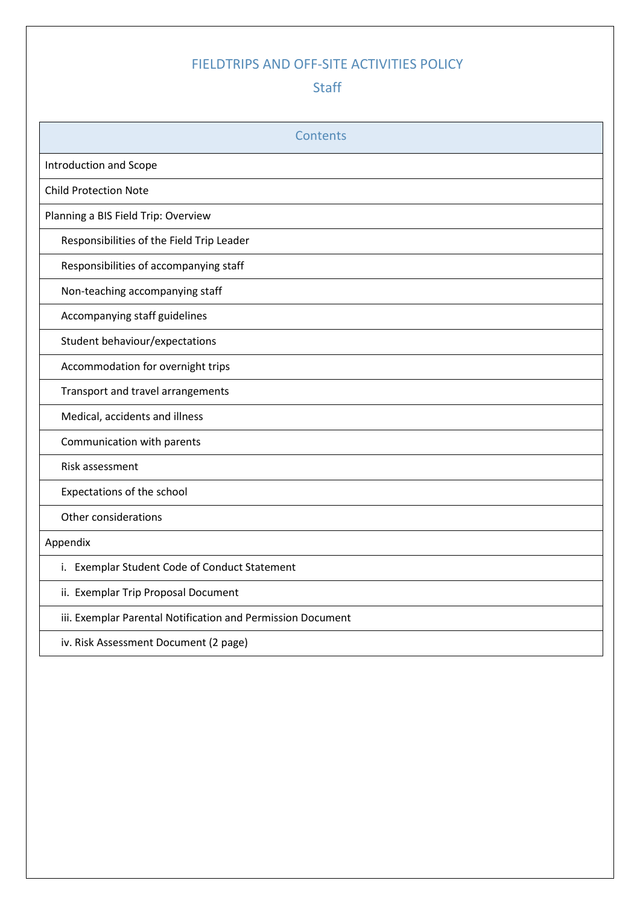# FIELDTRIPS AND OFF-SITE ACTIVITIES POLICY

## Staff

| Contents |
| --- |
| Introduction and Scope |
| Child Protection Note |
| Planning a BIS Field Trip: Overview |
| Responsibilities of the Field Trip Leader |
| Responsibilities of accompanying staff |
| Non-teaching accompanying staff |
| Accompanying staff guidelines |
| Student behaviour/expectations |
| Accommodation for overnight trips |
| Transport and travel arrangements |
| Medical, accidents and illness |
| Communication with parents |
| Risk assessment |
| Expectations of the school |
| Other considerations |
| Appendix |
| i. Exemplar Student Code of Conduct Statement |
| ii. Exemplar Trip Proposal Document |
| iii. Exemplar Parental Notification and Permission Document |
| iv. Risk Assessment Document (2 page) |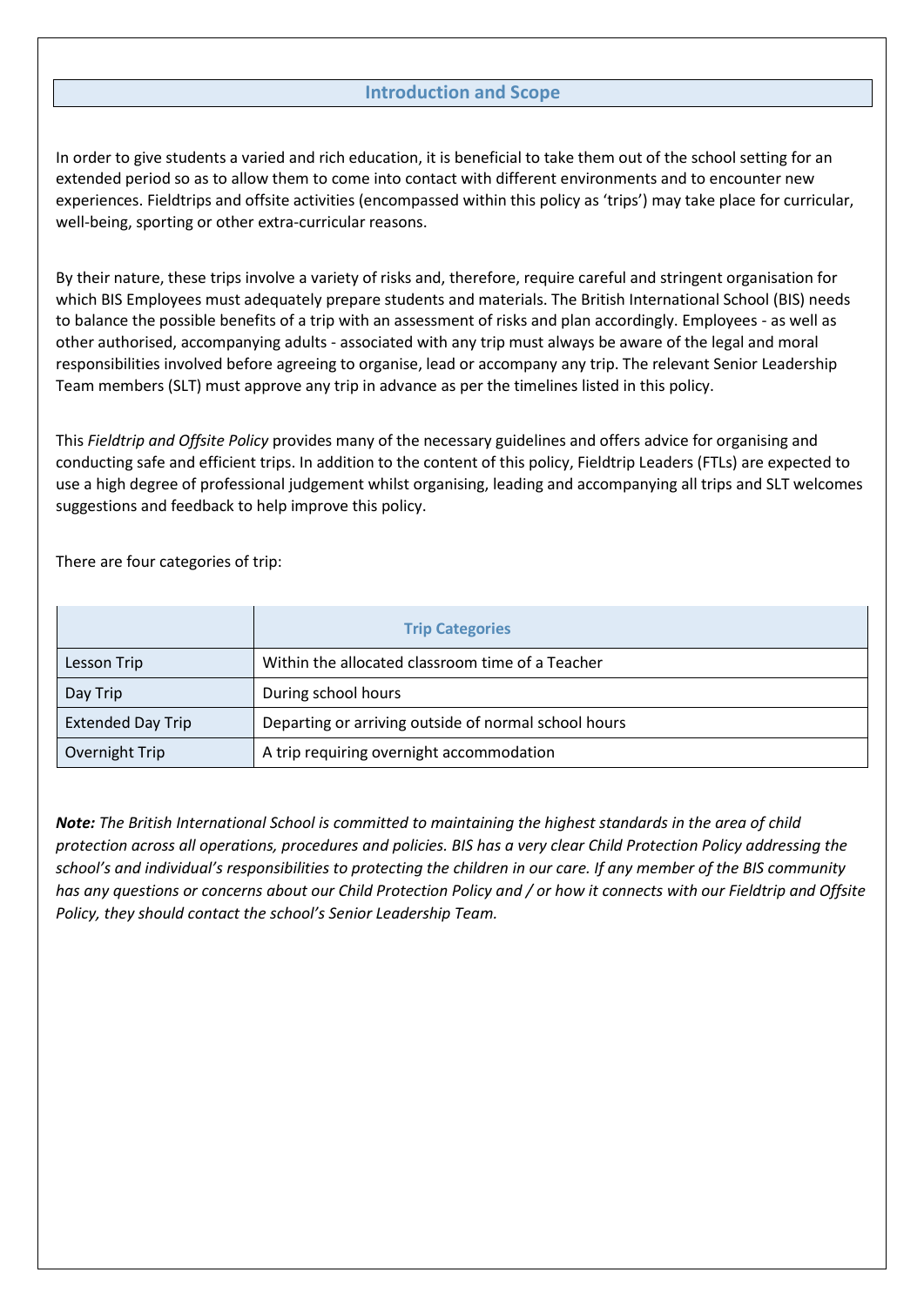## Introduction and Scope

In order to give students a varied and rich education, it is beneficial to take them out of the school setting for an extended period so as to allow them to come into contact with different environments and to encounter new experiences. Fieldtrips and offsite activities (encompassed within this policy as 'trips') may take place for curricular, well-being, sporting or other extra-curricular reasons.

By their nature, these trips involve a variety of risks and, therefore, require careful and stringent organisation for which BIS Employees must adequately prepare students and materials. The British International School (BIS) needs to balance the possible benefits of a trip with an assessment of risks and plan accordingly. Employees - as well as other authorised, accompanying adults - associated with any trip must always be aware of the legal and moral responsibilities involved before agreeing to organise, lead or accompany any trip. The relevant Senior Leadership Team members (SLT) must approve any trip in advance as per the timelines listed in this policy.

This *Fieldtrip and Offsite Policy* provides many of the necessary guidelines and offers advice for organising and conducting safe and efficient trips. In addition to the content of this policy, Fieldtrip Leaders (FTLs) are expected to use a high degree of professional judgement whilst organising, leading and accompanying all trips and SLT welcomes suggestions and feedback to help improve this policy.

There are four categories of trip:

| | Trip Categories |
|---|---|
| Lesson Trip | Within the allocated classroom time of a Teacher |
| Day Trip | During school hours |
| Extended Day Trip | Departing or arriving outside of normal school hours |
| Overnight Trip | A trip requiring overnight accommodation |

***Note:*** *The British International School is committed to maintaining the highest standards in the area of child protection across all operations, procedures and policies. BIS has a very clear Child Protection Policy addressing the school's and individual's responsibilities to protecting the children in our care. If any member of the BIS community has any questions or concerns about our Child Protection Policy and / or how it connects with our Fieldtrip and Offsite Policy, they should contact the school's Senior Leadership Team.*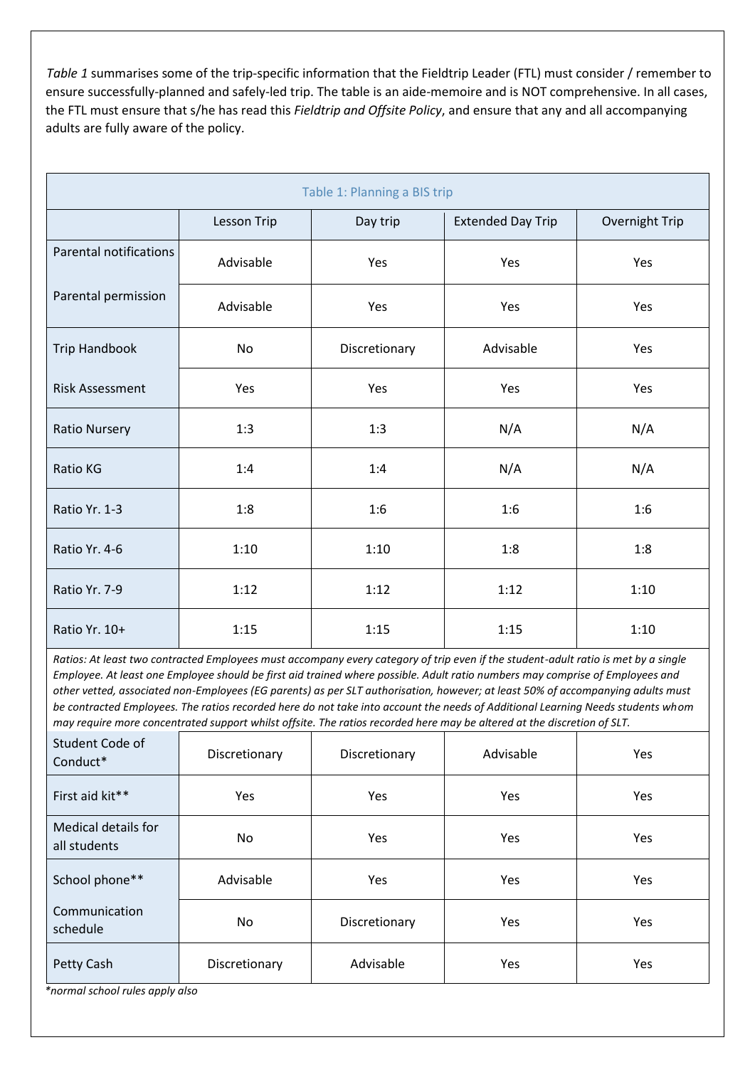*Table 1* summarises some of the trip-specific information that the Fieldtrip Leader (FTL) must consider / remember to ensure successfully-planned and safely-led trip. The table is an aide-memoire and is NOT comprehensive. In all cases, the FTL must ensure that s/he has read this *Fieldtrip and Offsite Policy*, and ensure that any and all accompanying adults are fully aware of the policy.

| Table 1: Planning a BIS trip | | | | |
|---|---|---|---|---|
| | Lesson Trip | Day trip | Extended Day Trip | Overnight Trip |
| Parental notifications | Advisable | Yes | Yes | Yes |
| Parental permission | Advisable | Yes | Yes | Yes |
| Trip Handbook | No | Discretionary | Advisable | Yes |
| Risk Assessment | Yes | Yes | Yes | Yes |
| Ratio Nursery | 1:3 | 1:3 | N/A | N/A |
| Ratio KG | 1:4 | 1:4 | N/A | N/A |
| Ratio Yr. 1-3 | 1:8 | 1:6 | 1:6 | 1:6 |
| Ratio Yr. 4-6 | 1:10 | 1:10 | 1:8 | 1:8 |
| Ratio Yr. 7-9 | 1:12 | 1:12 | 1:12 | 1:10 |
| Ratio Yr. 10+ | 1:15 | 1:15 | 1:15 | 1:10 |
| *Ratios: At least two contracted Employees must accompany every category of trip even if the student-adult ratio is met by a single Employee. At least one Employee should be first aid trained where possible. Adult ratio numbers may comprise of Employees and other vetted, associated non-Employees (EG parents) as per SLT authorisation, however; at least 50% of accompanying adults must be contracted Employees. The ratios recorded here do not take into account the needs of Additional Learning Needs students whom may require more concentrated support whilst offsite. The ratios recorded here may be altered at the discretion of SLT.* | | | | |
| Student Code of Conduct* | Discretionary | Discretionary | Advisable | Yes |
| First aid kit** | Yes | Yes | Yes | Yes |
| Medical details for all students | No | Yes | Yes | Yes |
| School phone** | Advisable | Yes | Yes | Yes |
| Communication schedule | No | Discretionary | Yes | Yes |
| Petty Cash | Discretionary | Advisable | Yes | Yes |

*\*normal school rules apply also*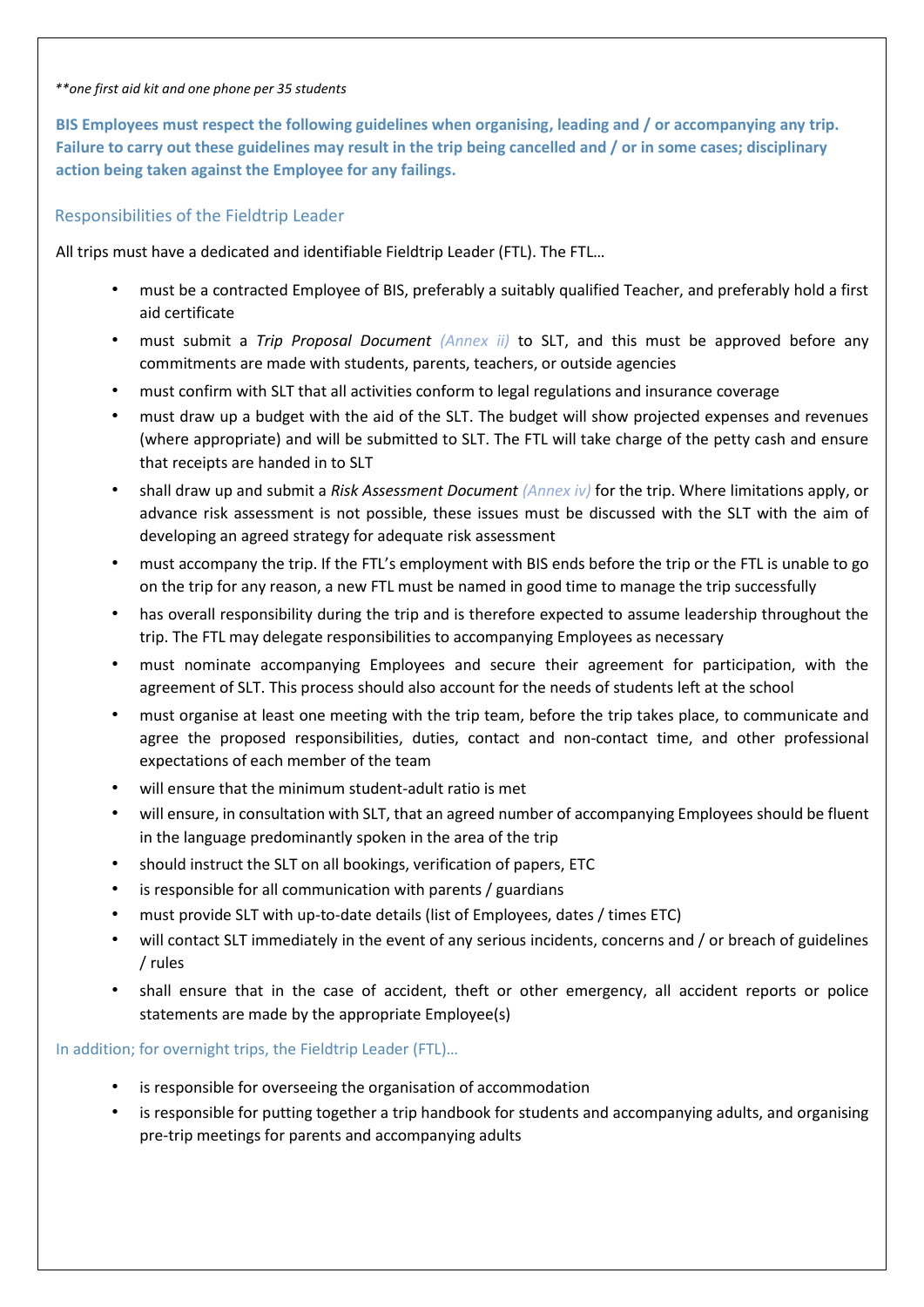*\*\*one first aid kit and one phone per 35 students*

**BIS Employees must respect the following guidelines when organising, leading and / or accompanying any trip. Failure to carry out these guidelines may result in the trip being cancelled and / or in some cases; disciplinary action being taken against the Employee for any failings.**

## Responsibilities of the Fieldtrip Leader

All trips must have a dedicated and identifiable Fieldtrip Leader (FTL). The FTL…

- must be a contracted Employee of BIS, preferably a suitably qualified Teacher, and preferably hold a first aid certificate
- must submit a *Trip Proposal Document* *(Annex ii)* to SLT, and this must be approved before any commitments are made with students, parents, teachers, or outside agencies
- must confirm with SLT that all activities conform to legal regulations and insurance coverage
- must draw up a budget with the aid of the SLT. The budget will show projected expenses and revenues (where appropriate) and will be submitted to SLT. The FTL will take charge of the petty cash and ensure that receipts are handed in to SLT
- shall draw up and submit a *Risk Assessment Document* *(Annex iv)* for the trip. Where limitations apply, or advance risk assessment is not possible, these issues must be discussed with the SLT with the aim of developing an agreed strategy for adequate risk assessment
- must accompany the trip. If the FTL's employment with BIS ends before the trip or the FTL is unable to go on the trip for any reason, a new FTL must be named in good time to manage the trip successfully
- has overall responsibility during the trip and is therefore expected to assume leadership throughout the trip. The FTL may delegate responsibilities to accompanying Employees as necessary
- must nominate accompanying Employees and secure their agreement for participation, with the agreement of SLT. This process should also account for the needs of students left at the school
- must organise at least one meeting with the trip team, before the trip takes place, to communicate and agree the proposed responsibilities, duties, contact and non-contact time, and other professional expectations of each member of the team
- will ensure that the minimum student-adult ratio is met
- will ensure, in consultation with SLT, that an agreed number of accompanying Employees should be fluent in the language predominantly spoken in the area of the trip
- should instruct the SLT on all bookings, verification of papers, ETC
- is responsible for all communication with parents / guardians
- must provide SLT with up-to-date details (list of Employees, dates / times ETC)
- will contact SLT immediately in the event of any serious incidents, concerns and / or breach of guidelines / rules
- shall ensure that in the case of accident, theft or other emergency, all accident reports or police statements are made by the appropriate Employee(s)

### In addition; for overnight trips, the Fieldtrip Leader (FTL)…

- is responsible for overseeing the organisation of accommodation
- is responsible for putting together a trip handbook for students and accompanying adults, and organising pre-trip meetings for parents and accompanying adults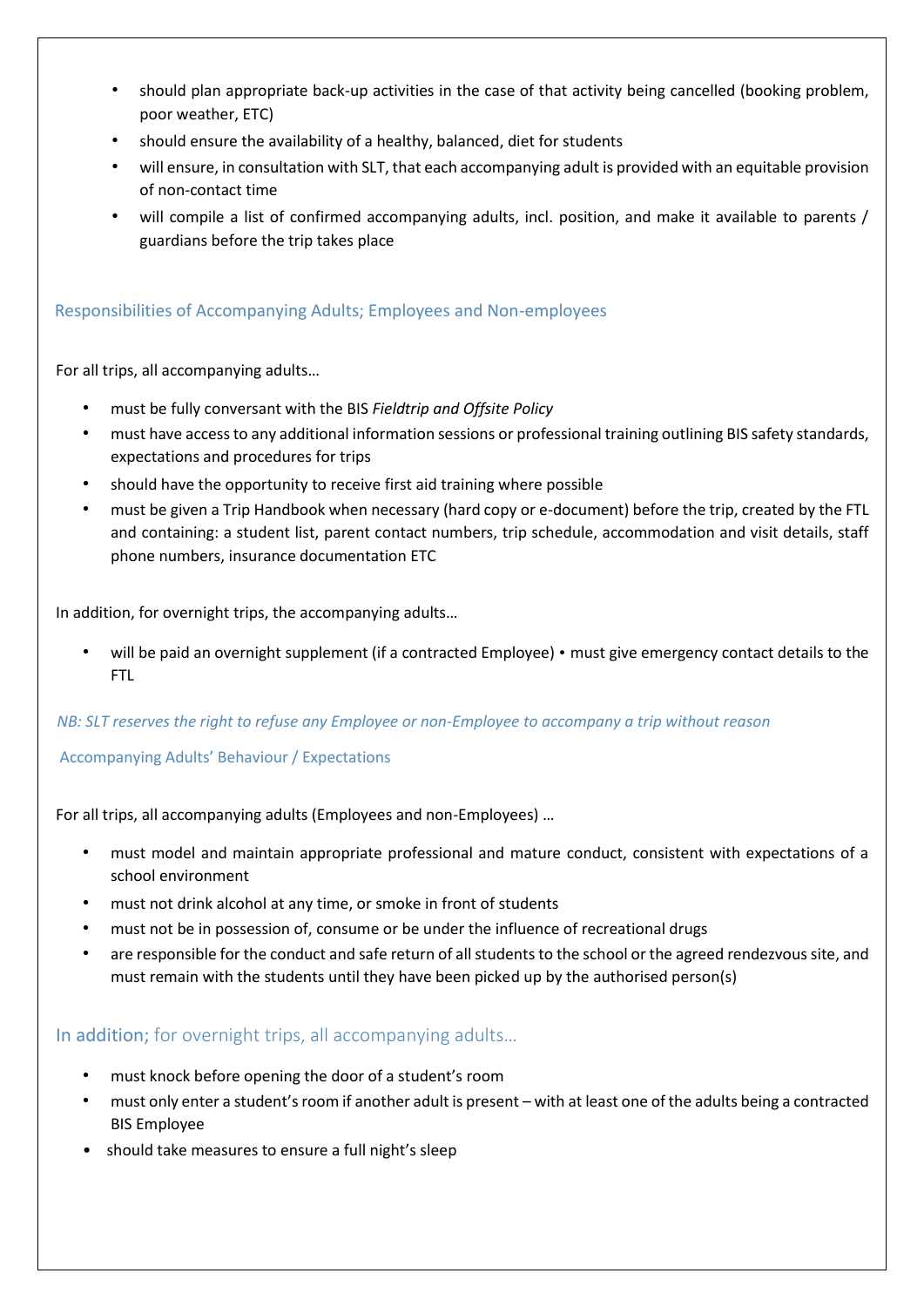- should plan appropriate back-up activities in the case of that activity being cancelled (booking problem, poor weather, ETC)
- should ensure the availability of a healthy, balanced, diet for students
- will ensure, in consultation with SLT, that each accompanying adult is provided with an equitable provision of non-contact time
- will compile a list of confirmed accompanying adults, incl. position, and make it available to parents / guardians before the trip takes place

### Responsibilities of Accompanying Adults; Employees and Non-employees

For all trips, all accompanying adults…

- must be fully conversant with the BIS *Fieldtrip and Offsite Policy*
- must have access to any additional information sessions or professional training outlining BIS safety standards, expectations and procedures for trips
- should have the opportunity to receive first aid training where possible
- must be given a Trip Handbook when necessary (hard copy or e-document) before the trip, created by the FTL and containing: a student list, parent contact numbers, trip schedule, accommodation and visit details, staff phone numbers, insurance documentation ETC

In addition, for overnight trips, the accompanying adults…

- will be paid an overnight supplement (if a contracted Employee) • must give emergency contact details to the FTL

*NB: SLT reserves the right to refuse any Employee or non-Employee to accompany a trip without reason*

### Accompanying Adults' Behaviour / Expectations

For all trips, all accompanying adults (Employees and non-Employees) …

- must model and maintain appropriate professional and mature conduct, consistent with expectations of a school environment
- must not drink alcohol at any time, or smoke in front of students
- must not be in possession of, consume or be under the influence of recreational drugs
- are responsible for the conduct and safe return of all students to the school or the agreed rendezvous site, and must remain with the students until they have been picked up by the authorised person(s)

### In addition; for overnight trips, all accompanying adults…

- must knock before opening the door of a student's room
- must only enter a student's room if another adult is present – with at least one of the adults being a contracted BIS Employee
- should take measures to ensure a full night's sleep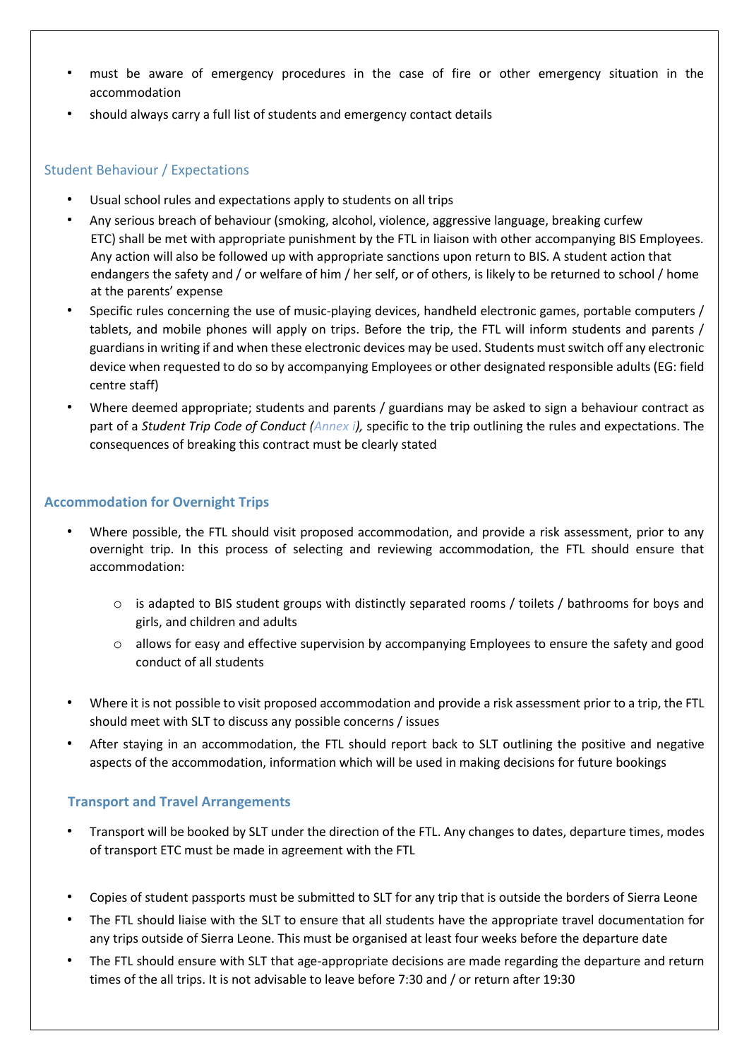- must be aware of emergency procedures in the case of fire or other emergency situation in the accommodation
- should always carry a full list of students and emergency contact details

### Student Behaviour / Expectations

- Usual school rules and expectations apply to students on all trips
- Any serious breach of behaviour (smoking, alcohol, violence, aggressive language, breaking curfew ETC) shall be met with appropriate punishment by the FTL in liaison with other accompanying BIS Employees. Any action will also be followed up with appropriate sanctions upon return to BIS. A student action that endangers the safety and / or welfare of him / her self, or of others, is likely to be returned to school / home at the parents' expense
- Specific rules concerning the use of music-playing devices, handheld electronic games, portable computers / tablets, and mobile phones will apply on trips. Before the trip, the FTL will inform students and parents / guardians in writing if and when these electronic devices may be used. Students must switch off any electronic device when requested to do so by accompanying Employees or other designated responsible adults (EG: field centre staff)
- Where deemed appropriate; students and parents / guardians may be asked to sign a behaviour contract as part of a *Student Trip Code of Conduct (Annex i),* specific to the trip outlining the rules and expectations. The consequences of breaking this contract must be clearly stated

### Accommodation for Overnight Trips

- Where possible, the FTL should visit proposed accommodation, and provide a risk assessment, prior to any overnight trip. In this process of selecting and reviewing accommodation, the FTL should ensure that accommodation:
  - is adapted to BIS student groups with distinctly separated rooms / toilets / bathrooms for boys and girls, and children and adults
  - allows for easy and effective supervision by accompanying Employees to ensure the safety and good conduct of all students
- Where it is not possible to visit proposed accommodation and provide a risk assessment prior to a trip, the FTL should meet with SLT to discuss any possible concerns / issues
- After staying in an accommodation, the FTL should report back to SLT outlining the positive and negative aspects of the accommodation, information which will be used in making decisions for future bookings

### Transport and Travel Arrangements

- Transport will be booked by SLT under the direction of the FTL. Any changes to dates, departure times, modes of transport ETC must be made in agreement with the FTL
- Copies of student passports must be submitted to SLT for any trip that is outside the borders of Sierra Leone
- The FTL should liaise with the SLT to ensure that all students have the appropriate travel documentation for any trips outside of Sierra Leone. This must be organised at least four weeks before the departure date
- The FTL should ensure with SLT that age-appropriate decisions are made regarding the departure and return times of the all trips. It is not advisable to leave before 7:30 and / or return after 19:30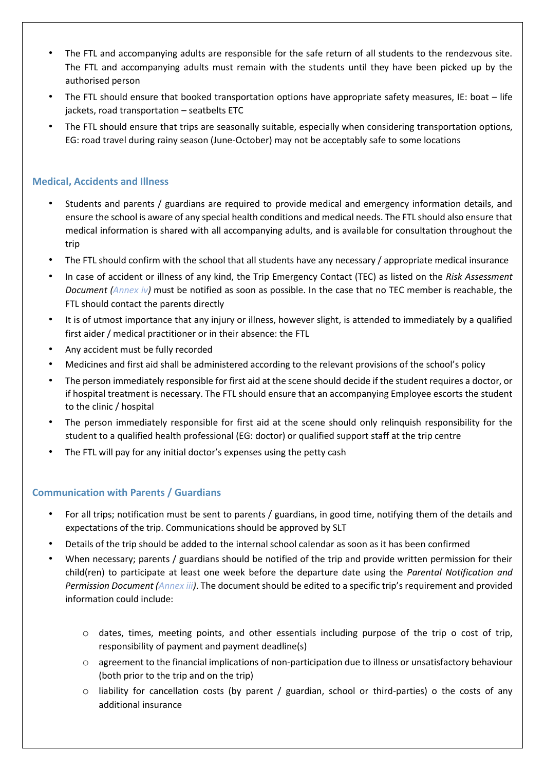- The FTL and accompanying adults are responsible for the safe return of all students to the rendezvous site. The FTL and accompanying adults must remain with the students until they have been picked up by the authorised person
- The FTL should ensure that booked transportation options have appropriate safety measures, IE: boat – life jackets, road transportation – seatbelts ETC
- The FTL should ensure that trips are seasonally suitable, especially when considering transportation options, EG: road travel during rainy season (June-October) may not be acceptably safe to some locations

### Medical, Accidents and Illness

- Students and parents / guardians are required to provide medical and emergency information details, and ensure the school is aware of any special health conditions and medical needs. The FTL should also ensure that medical information is shared with all accompanying adults, and is available for consultation throughout the trip
- The FTL should confirm with the school that all students have any necessary / appropriate medical insurance
- In case of accident or illness of any kind, the Trip Emergency Contact (TEC) as listed on the *Risk Assessment Document (Annex iv)* must be notified as soon as possible. In the case that no TEC member is reachable, the FTL should contact the parents directly
- It is of utmost importance that any injury or illness, however slight, is attended to immediately by a qualified first aider / medical practitioner or in their absence: the FTL
- Any accident must be fully recorded
- Medicines and first aid shall be administered according to the relevant provisions of the school's policy
- The person immediately responsible for first aid at the scene should decide if the student requires a doctor, or if hospital treatment is necessary. The FTL should ensure that an accompanying Employee escorts the student to the clinic / hospital
- The person immediately responsible for first aid at the scene should only relinquish responsibility for the student to a qualified health professional (EG: doctor) or qualified support staff at the trip centre
- The FTL will pay for any initial doctor's expenses using the petty cash

### Communication with Parents / Guardians

- For all trips; notification must be sent to parents / guardians, in good time, notifying them of the details and expectations of the trip. Communications should be approved by SLT
- Details of the trip should be added to the internal school calendar as soon as it has been confirmed
- When necessary; parents / guardians should be notified of the trip and provide written permission for their child(ren) to participate at least one week before the departure date using the *Parental Notification and Permission Document (Annex iii)*. The document should be edited to a specific trip's requirement and provided information could include:
    - dates, times, meeting points, and other essentials including purpose of the trip o cost of trip, responsibility of payment and payment deadline(s)
    - agreement to the financial implications of non-participation due to illness or unsatisfactory behaviour (both prior to the trip and on the trip)
    - liability for cancellation costs (by parent / guardian, school or third-parties) o the costs of any additional insurance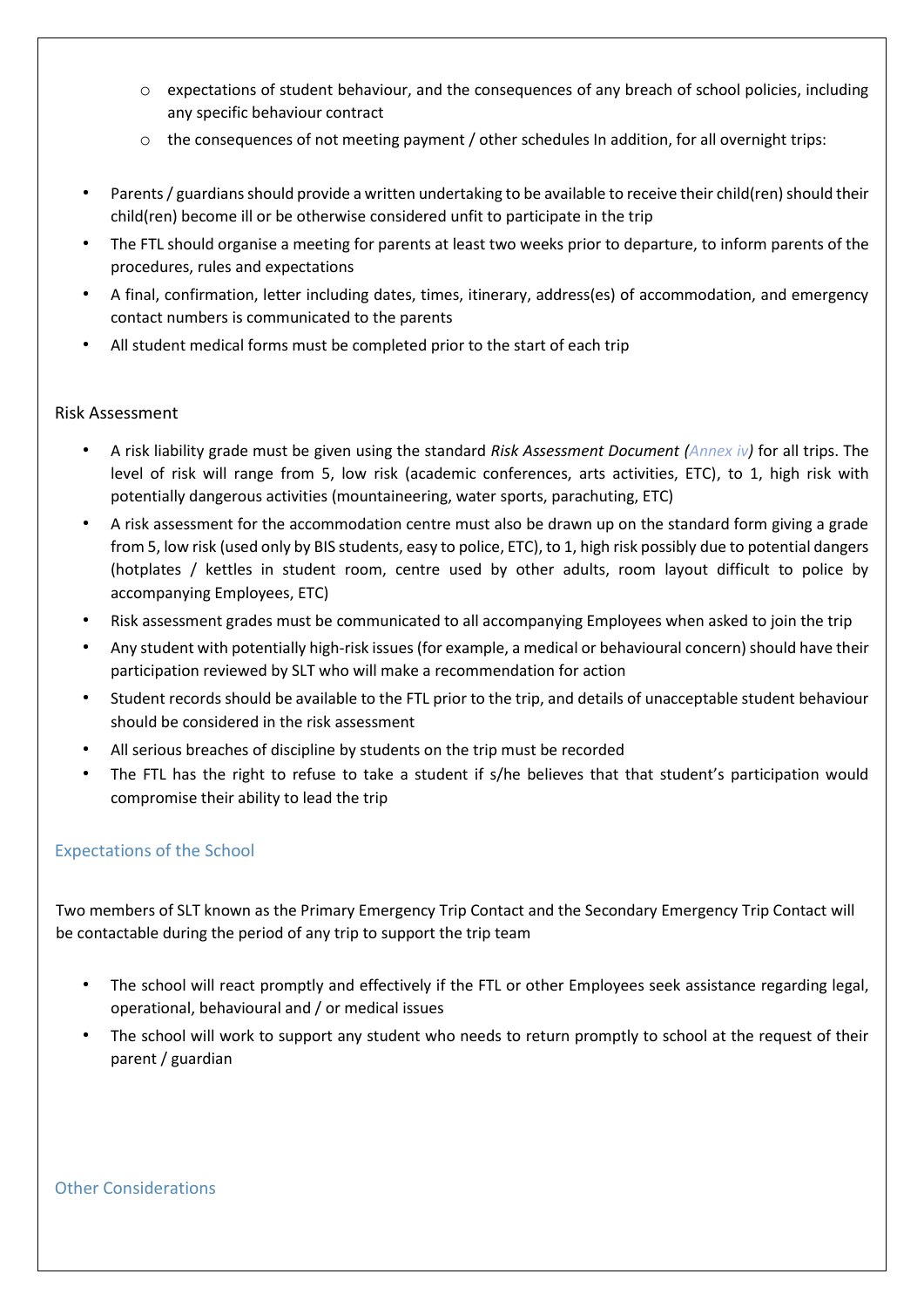- expectations of student behaviour, and the consequences of any breach of school policies, including any specific behaviour contract
    - the consequences of not meeting payment / other schedules In addition, for all overnight trips:

- Parents / guardians should provide a written undertaking to be available to receive their child(ren) should their child(ren) become ill or be otherwise considered unfit to participate in the trip
- The FTL should organise a meeting for parents at least two weeks prior to departure, to inform parents of the procedures, rules and expectations
- A final, confirmation, letter including dates, times, itinerary, address(es) of accommodation, and emergency contact numbers is communicated to the parents
- All student medical forms must be completed prior to the start of each trip

Risk Assessment

- A risk liability grade must be given using the standard *Risk Assessment Document (Annex iv)* for all trips. The level of risk will range from 5, low risk (academic conferences, arts activities, ETC), to 1, high risk with potentially dangerous activities (mountaineering, water sports, parachuting, ETC)
- A risk assessment for the accommodation centre must also be drawn up on the standard form giving a grade from 5, low risk (used only by BIS students, easy to police, ETC), to 1, high risk possibly due to potential dangers (hotplates / kettles in student room, centre used by other adults, room layout difficult to police by accompanying Employees, ETC)
- Risk assessment grades must be communicated to all accompanying Employees when asked to join the trip
- Any student with potentially high-risk issues (for example, a medical or behavioural concern) should have their participation reviewed by SLT who will make a recommendation for action
- Student records should be available to the FTL prior to the trip, and details of unacceptable student behaviour should be considered in the risk assessment
- All serious breaches of discipline by students on the trip must be recorded
- The FTL has the right to refuse to take a student if s/he believes that that student's participation would compromise their ability to lead the trip

## Expectations of the School

Two members of SLT known as the Primary Emergency Trip Contact and the Secondary Emergency Trip Contact will be contactable during the period of any trip to support the trip team

- The school will react promptly and effectively if the FTL or other Employees seek assistance regarding legal, operational, behavioural and / or medical issues
- The school will work to support any student who needs to return promptly to school at the request of their parent / guardian

## Other Considerations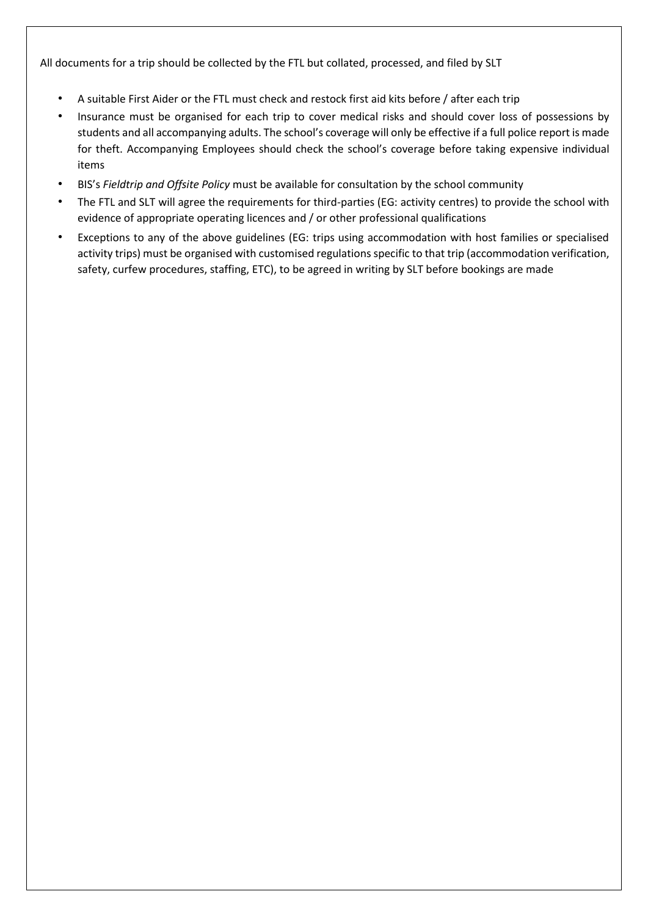All documents for a trip should be collected by the FTL but collated, processed, and filed by SLT

- A suitable First Aider or the FTL must check and restock first aid kits before / after each trip
- Insurance must be organised for each trip to cover medical risks and should cover loss of possessions by students and all accompanying adults. The school's coverage will only be effective if a full police report is made for theft. Accompanying Employees should check the school's coverage before taking expensive individual items
- BIS's *Fieldtrip and Offsite Policy* must be available for consultation by the school community
- The FTL and SLT will agree the requirements for third-parties (EG: activity centres) to provide the school with evidence of appropriate operating licences and / or other professional qualifications
- Exceptions to any of the above guidelines (EG: trips using accommodation with host families or specialised activity trips) must be organised with customised regulations specific to that trip (accommodation verification, safety, curfew procedures, staffing, ETC), to be agreed in writing by SLT before bookings are made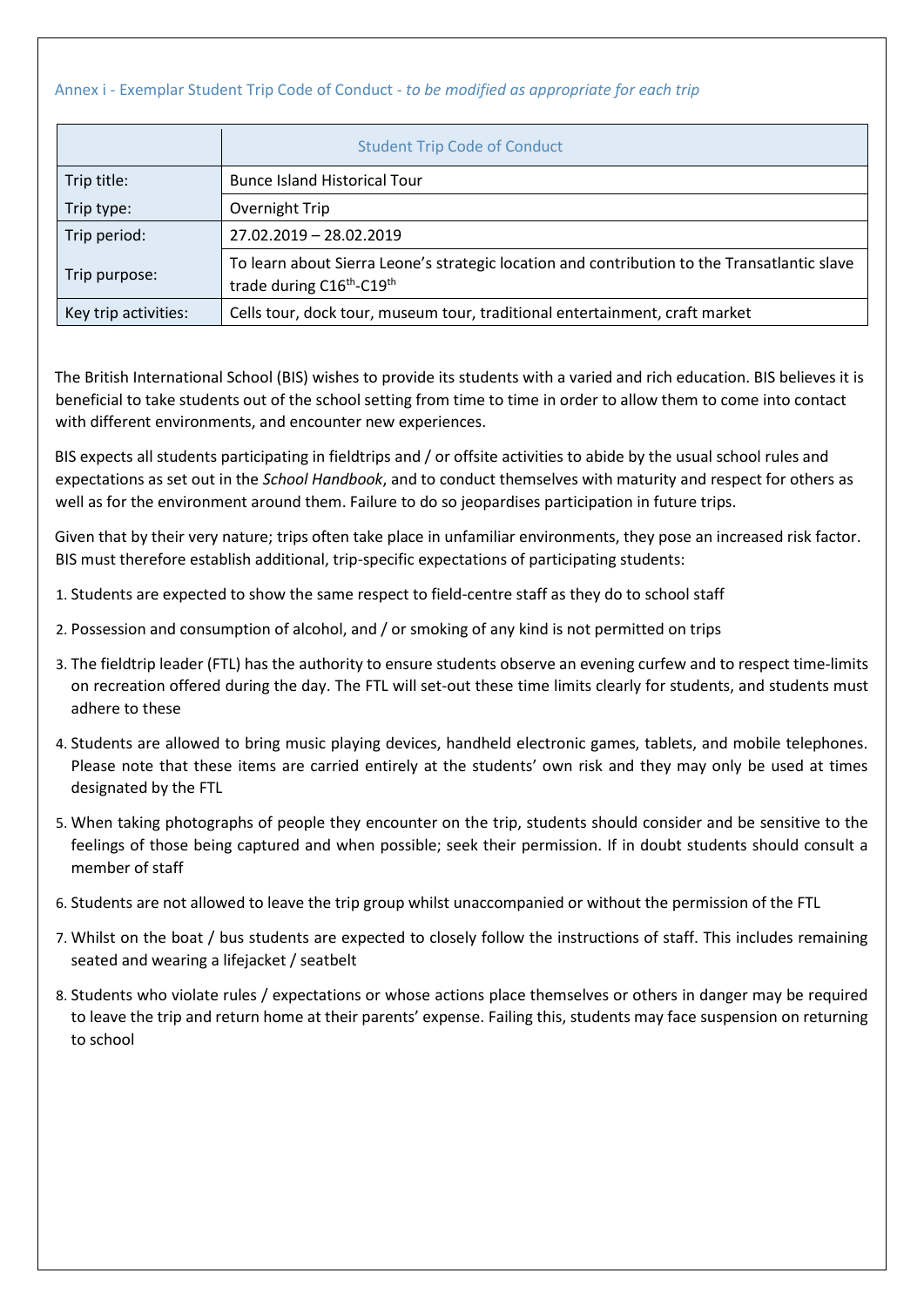Annex i - Exemplar Student Trip Code of Conduct - *to be modified as appropriate for each trip*

| | Student Trip Code of Conduct |
|---|---|
| Trip title: | Bunce Island Historical Tour |
| Trip type: | Overnight Trip |
| Trip period: | 27.02.2019 – 28.02.2019 |
| Trip purpose: | To learn about Sierra Leone's strategic location and contribution to the Transatlantic slave trade during C16th-C19th |
| Key trip activities: | Cells tour, dock tour, museum tour, traditional entertainment, craft market |

The British International School (BIS) wishes to provide its students with a varied and rich education. BIS believes it is beneficial to take students out of the school setting from time to time in order to allow them to come into contact with different environments, and encounter new experiences.

BIS expects all students participating in fieldtrips and / or offsite activities to abide by the usual school rules and expectations as set out in the *School Handbook*, and to conduct themselves with maturity and respect for others as well as for the environment around them. Failure to do so jeopardises participation in future trips.

Given that by their very nature; trips often take place in unfamiliar environments, they pose an increased risk factor. BIS must therefore establish additional, trip-specific expectations of participating students:

1. Students are expected to show the same respect to field-centre staff as they do to school staff
2. Possession and consumption of alcohol, and / or smoking of any kind is not permitted on trips
3. The fieldtrip leader (FTL) has the authority to ensure students observe an evening curfew and to respect time-limits on recreation offered during the day. The FTL will set-out these time limits clearly for students, and students must adhere to these
4. Students are allowed to bring music playing devices, handheld electronic games, tablets, and mobile telephones. Please note that these items are carried entirely at the students' own risk and they may only be used at times designated by the FTL
5. When taking photographs of people they encounter on the trip, students should consider and be sensitive to the feelings of those being captured and when possible; seek their permission. If in doubt students should consult a member of staff
6. Students are not allowed to leave the trip group whilst unaccompanied or without the permission of the FTL
7. Whilst on the boat / bus students are expected to closely follow the instructions of staff. This includes remaining seated and wearing a lifejacket / seatbelt
8. Students who violate rules / expectations or whose actions place themselves or others in danger may be required to leave the trip and return home at their parents' expense. Failing this, students may face suspension on returning to school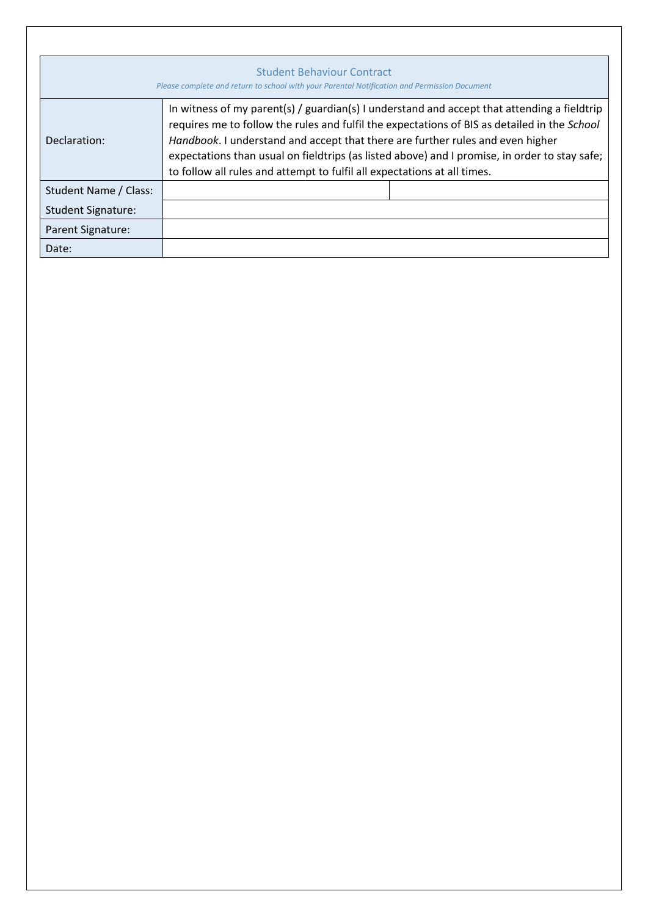| Student Behaviour Contract<br>*Please complete and return to school with your Parental Notification and Permission Document* | | |
|---|---|---|
| Declaration: | In witness of my parent(s) / guardian(s) I understand and accept that attending a fieldtrip requires me to follow the rules and fulfil the expectations of BIS as detailed in the *School Handbook*. I understand and accept that there are further rules and even higher expectations than usual on fieldtrips (as listed above) and I promise, in order to stay safe; to follow all rules and attempt to fulfil all expectations at all times. | |
| Student Name / Class: | | |
| Student Signature: | | |
| Parent Signature: | | |
| Date: | | |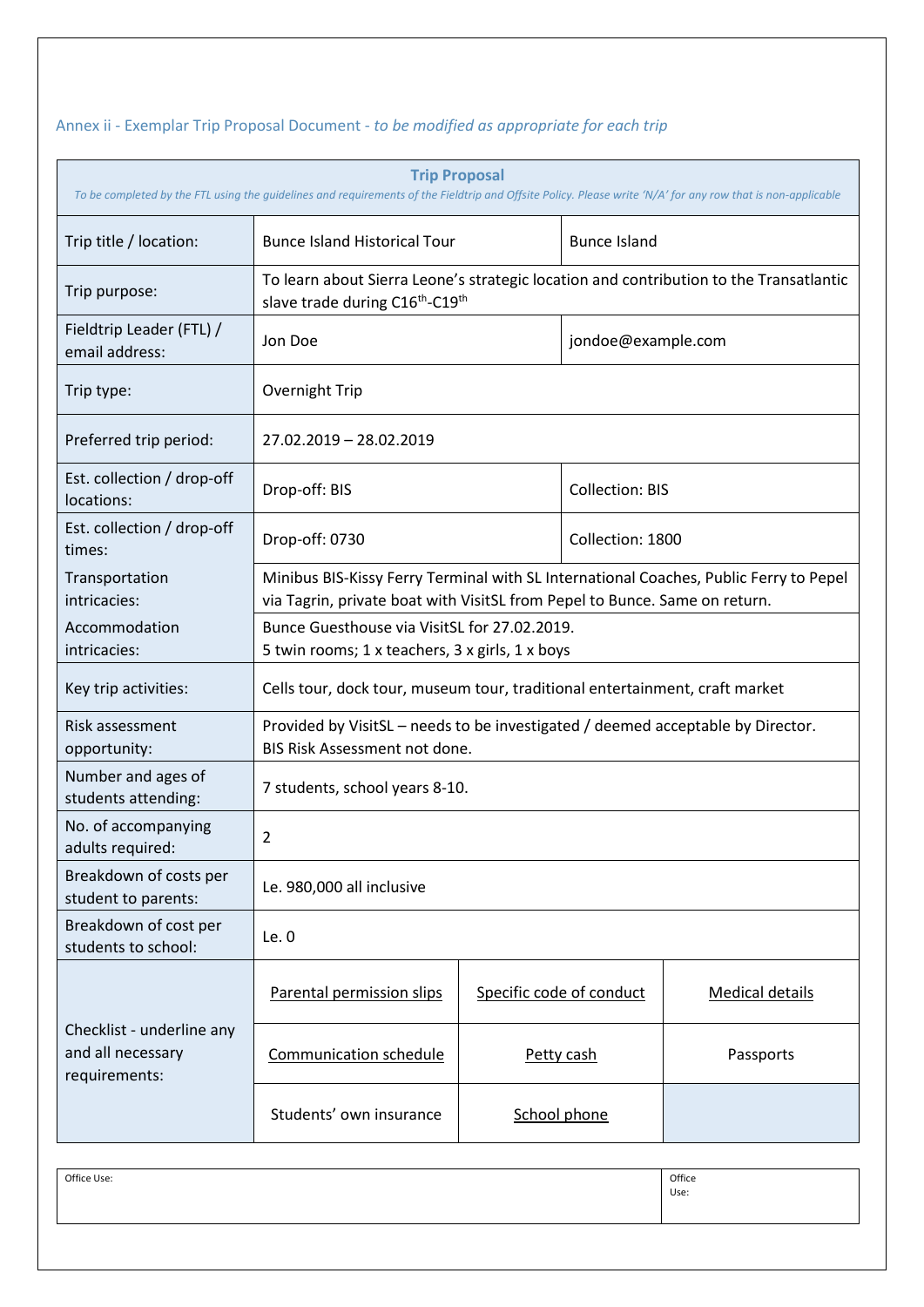Annex ii - Exemplar Trip Proposal Document - *to be modified as appropriate for each trip*

| **Trip Proposal**<br>*To be completed by the FTL using the guidelines and requirements of the Fieldtrip and Offsite Policy. Please write 'N/A' for any row that is non-applicable* | | | |
|---|---|---|---|
| Trip title / location: | Bunce Island Historical Tour | | Bunce Island |
| Trip purpose: | To learn about Sierra Leone's strategic location and contribution to the Transatlantic slave trade during C16th-C19th | | |
| Fieldtrip Leader (FTL) / email address: | Jon Doe | | jondoe@example.com |
| Trip type: | Overnight Trip | | |
| Preferred trip period: | 27.02.2019 – 28.02.2019 | | |
| Est. collection / drop-off locations: | Drop-off: BIS | | Collection: BIS |
| Est. collection / drop-off times: | Drop-off: 0730 | | Collection: 1800 |
| Transportation intricacies: | Minibus BIS-Kissy Ferry Terminal with SL International Coaches, Public Ferry to Pepel via Tagrin, private boat with VisitSL from Pepel to Bunce. Same on return. | | |
| Accommodation intricacies: | Bunce Guesthouse via VisitSL for 27.02.2019.<br>5 twin rooms; 1 x teachers, 3 x girls, 1 x boys | | |
| Key trip activities: | Cells tour, dock tour, museum tour, traditional entertainment, craft market | | |
| Risk assessment opportunity: | Provided by VisitSL – needs to be investigated / deemed acceptable by Director.<br>BIS Risk Assessment not done. | | |
| Number and ages of students attending: | 7 students, school years 8-10. | | |
| No. of accompanying adults required: | 2 | | |
| Breakdown of costs per student to parents: | Le. 980,000 all inclusive | | |
| Breakdown of cost per students to school: | Le. 0 | | |
| Checklist - underline any and all necessary requirements: | <u>Parental permission slips</u> | <u>Specific code of conduct</u> | <u>Medical details</u> |
| | <u>Communication schedule</u> | <u>Petty cash</u> | Passports |
| | Students' own insurance | <u>School phone</u> | |

| Office Use: | Office Use: |
|---|---|
| | |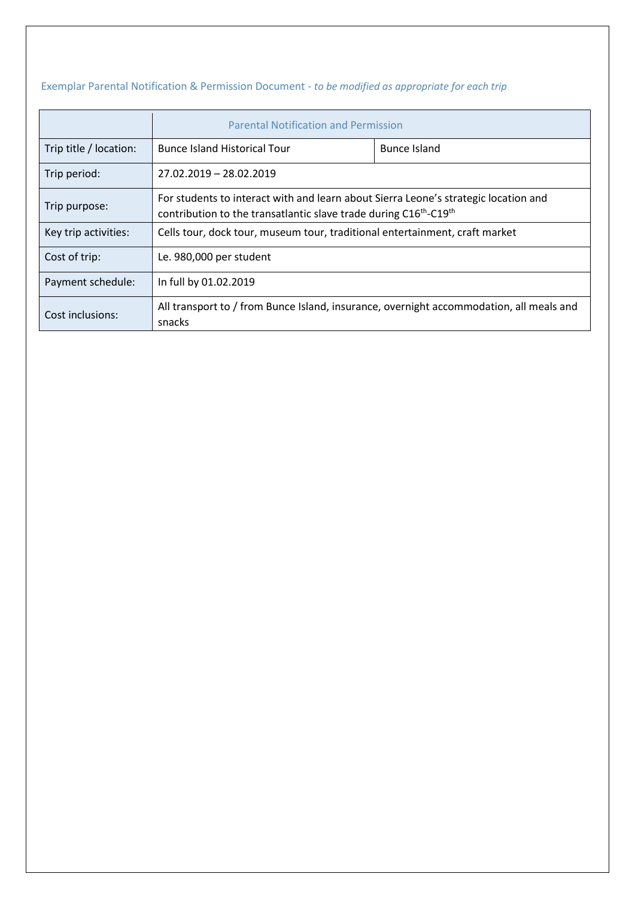Exemplar Parental Notification & Permission Document - *to be modified as appropriate for each trip*

| | Parental Notification and Permission | |
|---|---|---|
| Trip title / location: | Bunce Island Historical Tour | Bunce Island |
| Trip period: | 27.02.2019 – 28.02.2019 | |
| Trip purpose: | For students to interact with and learn about Sierra Leone's strategic location and contribution to the transatlantic slave trade during C16$^{th}$-C19$^{th}$ | |
| Key trip activities: | Cells tour, dock tour, museum tour, traditional entertainment, craft market | |
| Cost of trip: | Le. 980,000 per student | |
| Payment schedule: | In full by 01.02.2019 | |
| Cost inclusions: | All transport to / from Bunce Island, insurance, overnight accommodation, all meals and snacks | |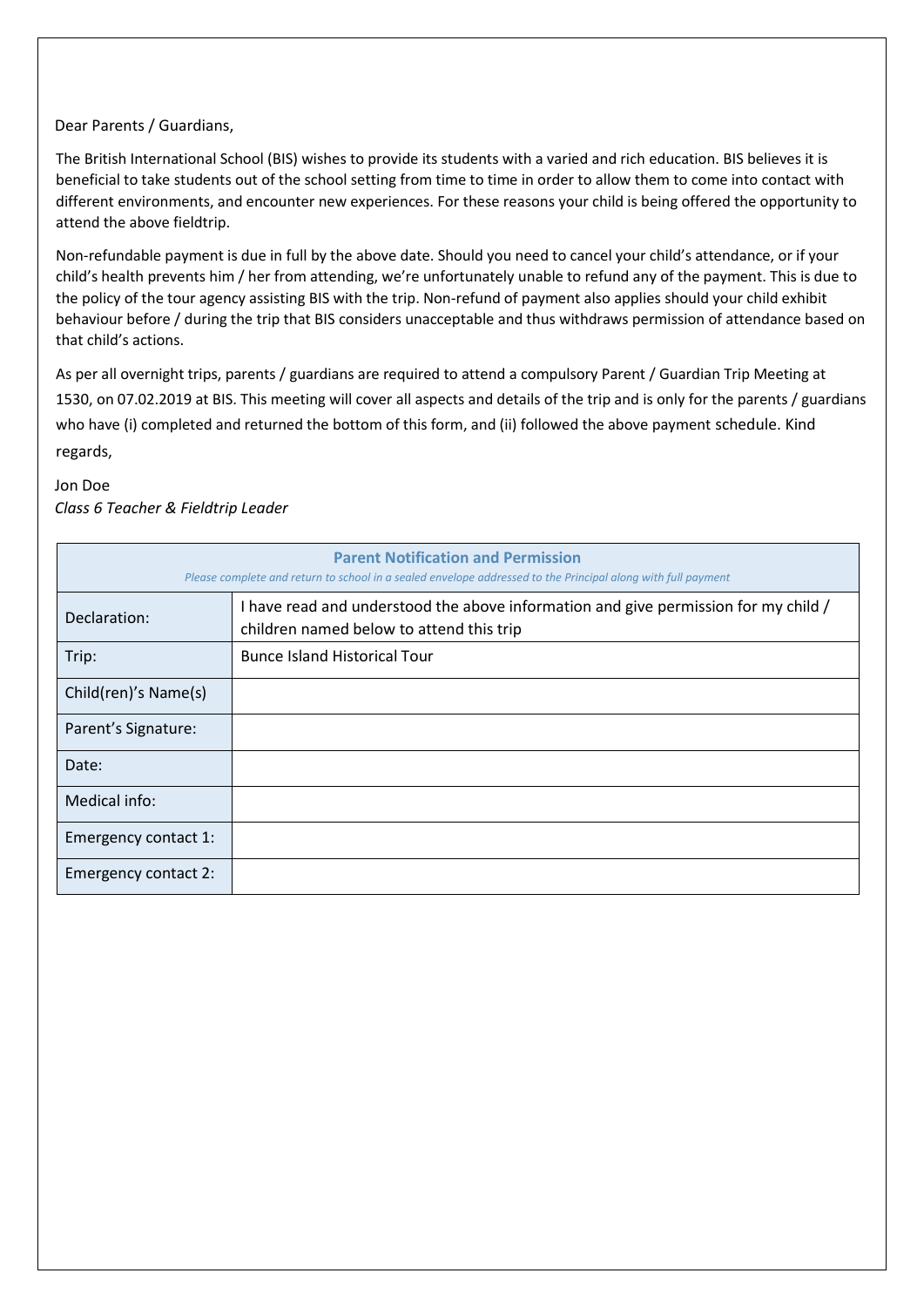Dear Parents / Guardians,

The British International School (BIS) wishes to provide its students with a varied and rich education. BIS believes it is beneficial to take students out of the school setting from time to time in order to allow them to come into contact with different environments, and encounter new experiences. For these reasons your child is being offered the opportunity to attend the above fieldtrip.

Non-refundable payment is due in full by the above date. Should you need to cancel your child's attendance, or if your child's health prevents him / her from attending, we're unfortunately unable to refund any of the payment. This is due to the policy of the tour agency assisting BIS with the trip. Non-refund of payment also applies should your child exhibit behaviour before / during the trip that BIS considers unacceptable and thus withdraws permission of attendance based on that child's actions.

As per all overnight trips, parents / guardians are required to attend a compulsory Parent / Guardian Trip Meeting at 1530, on 07.02.2019 at BIS. This meeting will cover all aspects and details of the trip and is only for the parents / guardians who have (i) completed and returned the bottom of this form, and (ii) followed the above payment schedule. Kind regards,

Jon Doe
*Class 6 Teacher & Fieldtrip Leader*

| **Parent Notification and Permission**<br>*Please complete and return to school in a sealed envelope addressed to the Principal along with full payment* | |
|---|---|
| Declaration: | I have read and understood the above information and give permission for my child / children named below to attend this trip |
| Trip: | Bunce Island Historical Tour |
| Child(ren)'s Name(s) | |
| Parent's Signature: | |
| Date: | |
| Medical info: | |
| Emergency contact 1: | |
| Emergency contact 2: | |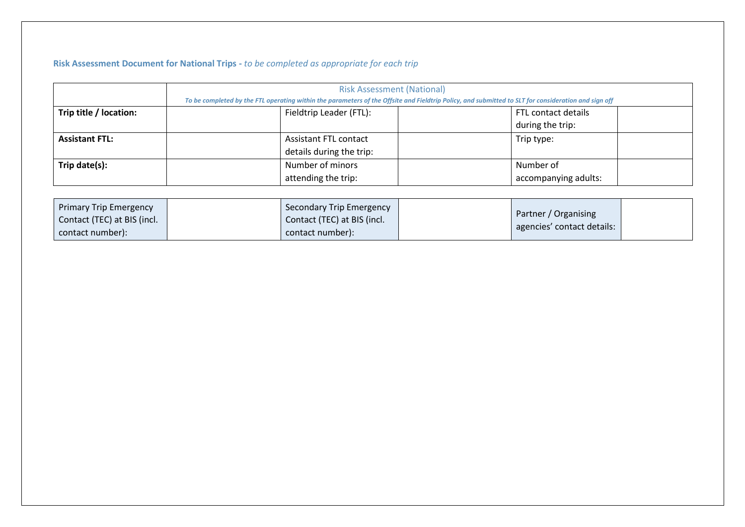**Risk Assessment Document for National Trips -** *to be completed as appropriate for each trip*

| | Risk Assessment (National)<br>*To be completed by the FTL operating within the parameters of the Offsite and Fieldtrip Policy, and submitted to SLT for consideration and sign off* | | | | |
|---|---|---|---|---|---|
| **Trip title / location:** | | Fieldtrip Leader (FTL): | | FTL contact details during the trip: | |
| **Assistant FTL:** | | Assistant FTL contact details during the trip: | | Trip type: | |
| **Trip date(s):** | | Number of minors attending the trip: | | Number of accompanying adults: | |

| Primary Trip Emergency Contact (TEC) at BIS (incl. contact number): | | Secondary Trip Emergency Contact (TEC) at BIS (incl. contact number): | | Partner / Organising agencies' contact details: | |
|---|---|---|---|---|---|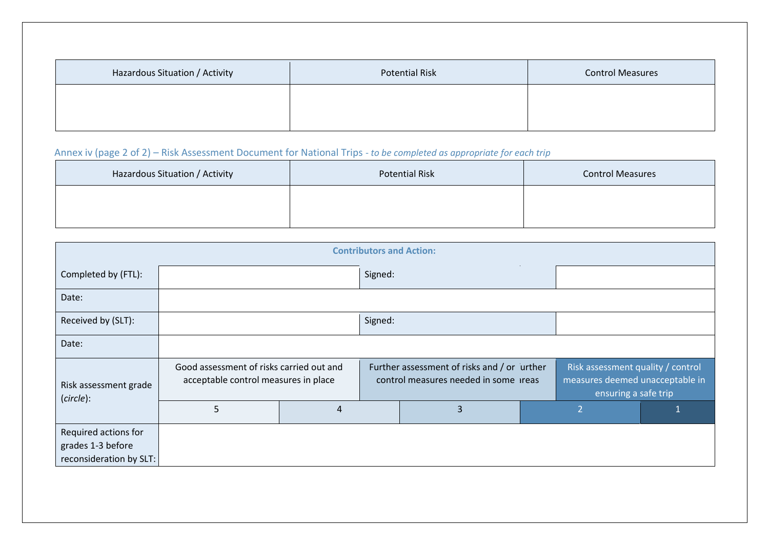| Hazardous Situation / Activity | Potential Risk | Control Measures |
|---|---|---|
| | | |

Annex iv (page 2 of 2) – Risk Assessment Document for National Trips - *to be completed as appropriate for each trip*

| Hazardous Situation / Activity | Potential Risk | Control Measures |
|---|---|---|
| | | |

| **Contributors and Action:** | | | | | |
|---|---|---|---|---|---|
| Completed by (FTL): | | | Signed: | | |
| Date: | | | | | |
| Received by (SLT): | | | Signed: | | |
| Date: | | | | | |
| Risk assessment grade (*circle*): | Good assessment of risks carried out and acceptable control measures in place | | Further assessment of risks and / or further control measures needed in some areas | Risk assessment quality / control measures deemed unacceptable in ensuring a safe trip | |
| | 5 | 4 | 3 | 2 | 1 |
| Required actions for grades 1-3 before reconsideration by SLT: | | | | | |